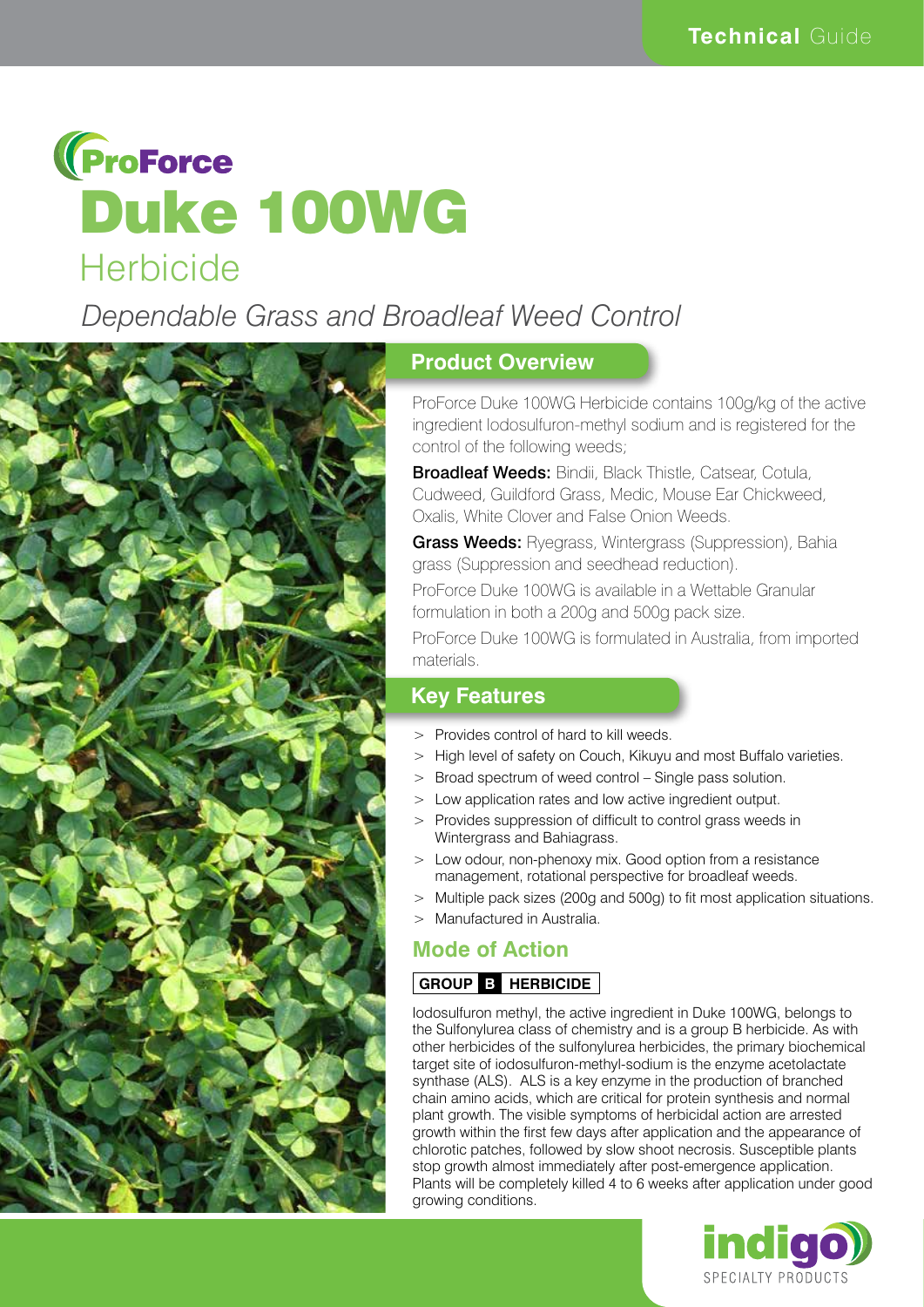# ProForce Duke 100WG Herbicide

*Dependable Grass and Broadleaf Weed Control*

## Product Overview

ProForce Duke 100WG Herbicide contains 100g/kg of the active ingredient Iodosulfuron-methyl sodium and is registered for the control of the following weeds;

**Broadleaf Weeds:** Bindii, Black Thistle, Catsear, Cotula, Cudweed, Guildford Grass, Medic, Mouse Ear Chickweed, Oxalis, White Clover and False Onion Weeds.

**Grass Weeds:** Ryegrass, Wintergrass (Suppression), Bahia grass (Suppression and seedhead reduction).

ProForce Duke 100WG is available in a Wettable Granular formulation in both a 200g and 500g pack size.

ProForce Duke 100WG is formulated in Australia, from imported materials.

## Key Features

- Provides control of hard to kill weeds.
- High level of safety on Couch, Kikuyu and most Buffalo varieties.
- Broad spectrum of weed control – Single pass solution.
- Low application rates and low active ingredient output.
- Provides suppression of difficult to control grass weeds in Wintergrass and Bahiagrass.
- Low odour, non-phenoxy mix. Good option from a resistance management, rotational perspective for broadleaf weeds.
- Multiple pack sizes (200g and 500g) to fit most application situations.
- Manufactured in Australia.

## Mode of Action

**GROUP B HERBICIDE**

Iodosulfuron methyl, the active ingredient in Duke 100WG, belongs to the Sulfonylurea class of chemistry and is a group B herbicide. As with other herbicides of the sulfonylurea herbicides, the primary biochemical target site of iodosulfuron-methyl-sodium is the enzyme acetolactate synthase (ALS). ALS is a key enzyme in the production of branched chain amino acids, which are critical for protein synthesis and normal plant growth. The visible symptoms of herbicidal action are arrested growth within the first few days after application and the appearance of chlorotic patches, followed by slow shoot necrosis. Susceptible plants stop growth almost immediately after post-emergence application. Plants will be completely killed 4 to 6 weeks after application under good growing conditions.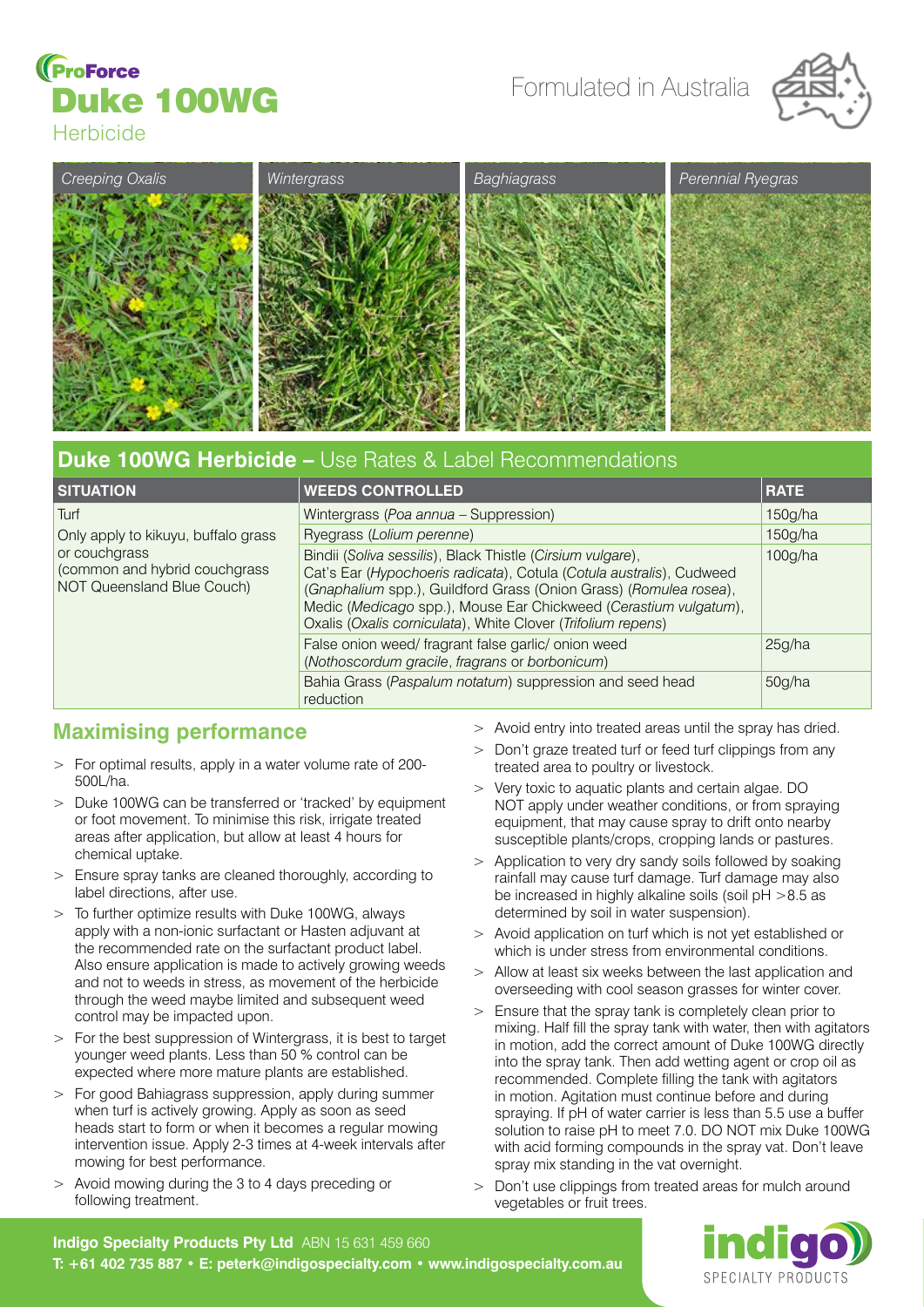ProForce

# Duke 100WG

Herbicide

Formulated in Australia

Creeping Oxalis

Wintergrass

Baghiagrass

Perennial Ryegras

## Duke 100WG Herbicide – Use Rates & Label Recommendations

| SITUATION | WEEDS CONTROLLED | RATE |
|---|---|---|
| Turf<br>Only apply to kikuyu, buffalo grass or couchgrass (common and hybrid couchgrass NOT Queensland Blue Couch) | Wintergrass (*Poa annua* – Suppression) | 150g/ha |
| | Ryegrass (*Lolium perenne*) | 150g/ha |
| | Bindii (*Soliva sessilis*), Black Thistle (*Cirsium vulgare*), Cat's Ear (*Hypochoeris radicata*), Cotula (*Cotula australis*), Cudweed (*Gnaphalium* spp.), Guildford Grass (Onion Grass) (*Romulea rosea*), Medic (*Medicago* spp.), Mouse Ear Chickweed (*Cerastium vulgatum*), Oxalis (*Oxalis corniculata*), White Clover (*Trifolium repens*) | 100g/ha |
| | False onion weed/ fragrant false garlic/ onion weed (*Nothoscordum gracile*, *fragrans* or *borbonicum*) | 25g/ha |
| | Bahia Grass (*Paspalum notatum*) suppression and seed head reduction | 50g/ha |

## Maximising performance

- For optimal results, apply in a water volume rate of 200-500L/ha.
- Duke 100WG can be transferred or 'tracked' by equipment or foot movement. To minimise this risk, irrigate treated areas after application, but allow at least 4 hours for chemical uptake.
- Ensure spray tanks are cleaned thoroughly, according to label directions, after use.
- To further optimize results with Duke 100WG, always apply with a non-ionic surfactant or Hasten adjuvant at the recommended rate on the surfactant product label. Also ensure application is made to actively growing weeds and not to weeds in stress, as movement of the herbicide through the weed maybe limited and subsequent weed control may be impacted upon.
- For the best suppression of Wintergrass, it is best to target younger weed plants. Less than 50 % control can be expected where more mature plants are established.
- For good Bahiagrass suppression, apply during summer when turf is actively growing. Apply as soon as seed heads start to form or when it becomes a regular mowing intervention issue. Apply 2-3 times at 4-week intervals after mowing for best performance.
- Avoid mowing during the 3 to 4 days preceding or following treatment.
- Avoid entry into treated areas until the spray has dried.
- Don't graze treated turf or feed turf clippings from any treated area to poultry or livestock.
- Very toxic to aquatic plants and certain algae. DO NOT apply under weather conditions, or from spraying equipment, that may cause spray to drift onto nearby susceptible plants/crops, cropping lands or pastures.
- Application to very dry sandy soils followed by soaking rainfall may cause turf damage. Turf damage may also be increased in highly alkaline soils (soil pH >8.5 as determined by soil in water suspension).
- Avoid application on turf which is not yet established or which is under stress from environmental conditions.
- Allow at least six weeks between the last application and overseeding with cool season grasses for winter cover.
- Ensure that the spray tank is completely clean prior to mixing. Half fill the spray tank with water, then with agitators in motion, add the correct amount of Duke 100WG directly into the spray tank. Then add wetting agent or crop oil as recommended. Complete filling the tank with agitators in motion. Agitation must continue before and during spraying. If pH of water carrier is less than 5.5 use a buffer solution to raise pH to meet 7.0. DO NOT mix Duke 100WG with acid forming compounds in the spray vat. Don't leave spray mix standing in the vat overnight.
- Don't use clippings from treated areas for mulch around vegetables or fruit trees.

**Indigo Specialty Products Pty Ltd** ABN 15 631 459 660

**T: +61 402 735 887 • E: peterk@indigospecialty.com • www.indigospecialty.com.au**

indigo SPECIALTY PRODUCTS